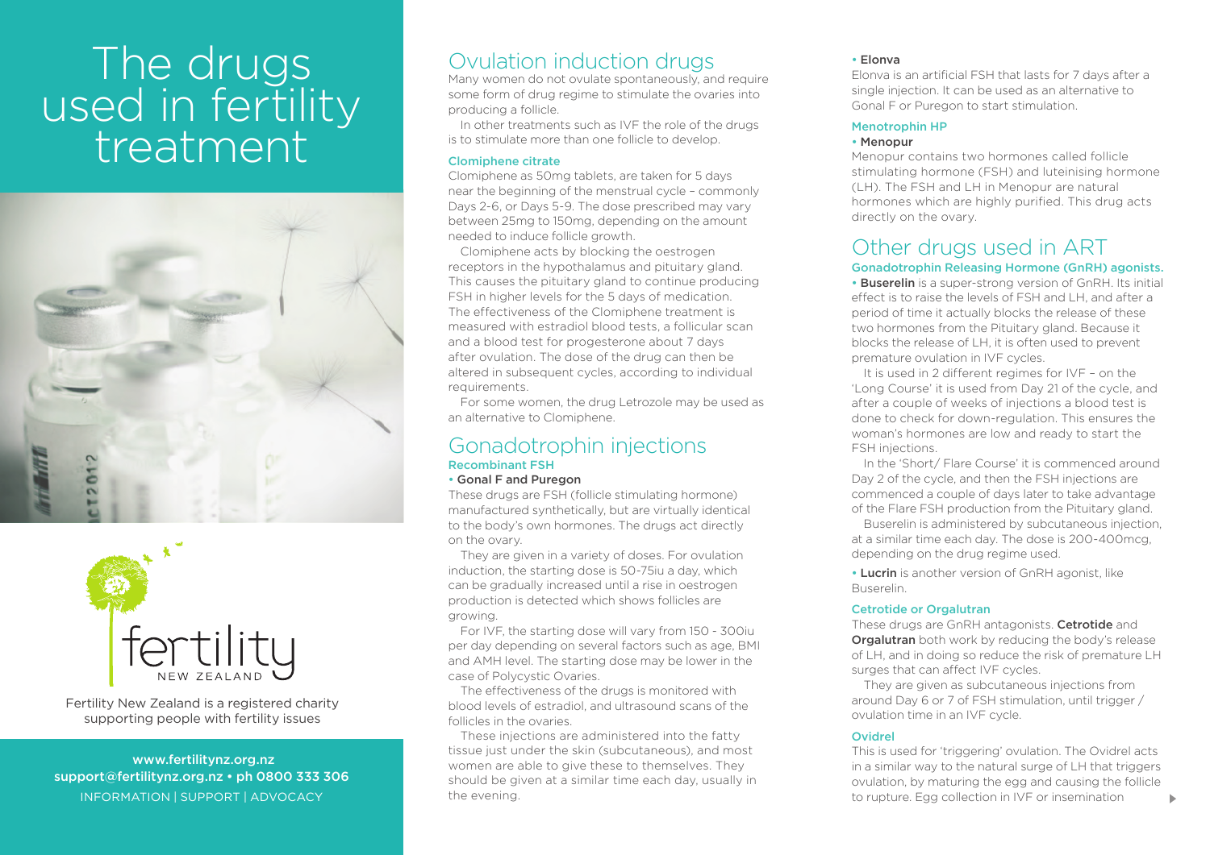# The drugs used in fertility treatment

fertility NEW ZEALAND

Fertility New Zealand is a registered charity supporting people with fertility issues

www.fertilitynz.org.nz
support@fertilitynz.org.nz • ph 0800 333 306
INFORMATION | SUPPORT | ADVOCACY

## Ovulation induction drugs

Many women do not ovulate spontaneously, and require some form of drug regime to stimulate the ovaries into producing a follicle.

In other treatments such as IVF the role of the drugs is to stimulate more than one follicle to develop.

### Clomiphene citrate

Clomiphene as 50mg tablets, are taken for 5 days near the beginning of the menstrual cycle – commonly Days 2-6, or Days 5-9. The dose prescribed may vary between 25mg to 150mg, depending on the amount needed to induce follicle growth.

Clomiphene acts by blocking the oestrogen receptors in the hypothalamus and pituitary gland. This causes the pituitary gland to continue producing FSH in higher levels for the 5 days of medication. The effectiveness of the Clomiphene treatment is measured with estradiol blood tests, a follicular scan and a blood test for progesterone about 7 days after ovulation. The dose of the drug can then be altered in subsequent cycles, according to individual requirements.

For some women, the drug Letrozole may be used as an alternative to Clomiphene.

## Gonadotrophin injections

### Recombinant FSH

- Gonal F and Puregon

These drugs are FSH (follicle stimulating hormone) manufactured synthetically, but are virtually identical to the body's own hormones. The drugs act directly on the ovary.

They are given in a variety of doses. For ovulation induction, the starting dose is 50-75iu a day, which can be gradually increased until a rise in oestrogen production is detected which shows follicles are growing.

For IVF, the starting dose will vary from 150 - 300iu per day depending on several factors such as age, BMI and AMH level. The starting dose may be lower in the case of Polycystic Ovaries.

The effectiveness of the drugs is monitored with blood levels of estradiol, and ultrasound scans of the follicles in the ovaries.

These injections are administered into the fatty tissue just under the skin (subcutaneous), and most women are able to give these to themselves. They should be given at a similar time each day, usually in the evening.

- Elonva

Elonva is an artificial FSH that lasts for 7 days after a single injection. It can be used as an alternative to Gonal F or Puregon to start stimulation.

### Menotrophin HP

- Menopur

Menopur contains two hormones called follicle stimulating hormone (FSH) and luteinising hormone (LH). The FSH and LH in Menopur are natural hormones which are highly purified. This drug acts directly on the ovary.

## Other drugs used in ART

### Gonadotrophin Releasing Hormone (GnRH) agonists.

- **Buserelin** is a super-strong version of GnRH. Its initial effect is to raise the levels of FSH and LH, and after a period of time it actually blocks the release of these two hormones from the Pituitary gland. Because it blocks the release of LH, it is often used to prevent premature ovulation in IVF cycles.

It is used in 2 different regimes for IVF – on the 'Long Course' it is used from Day 21 of the cycle, and after a couple of weeks of injections a blood test is done to check for down-regulation. This ensures the woman's hormones are low and ready to start the FSH injections.

In the 'Short/ Flare Course' it is commenced around Day 2 of the cycle, and then the FSH injections are commenced a couple of days later to take advantage of the Flare FSH production from the Pituitary gland.

Buserelin is administered by subcutaneous injection, at a similar time each day. The dose is 200-400mcg, depending on the drug regime used.

- **Lucrin** is another version of GnRH agonist, like Buserelin.

### Cetrotide or Orgalutran

These drugs are GnRH antagonists. **Cetrotide** and **Orgalutran** both work by reducing the body's release of LH, and in doing so reduce the risk of premature LH surges that can affect IVF cycles.

They are given as subcutaneous injections from around Day 6 or 7 of FSH stimulation, until trigger / ovulation time in an IVF cycle.

### Ovidrel

This is used for 'triggering' ovulation. The Ovidrel acts in a similar way to the natural surge of LH that triggers ovulation, by maturing the egg and causing the follicle to rupture. Egg collection in IVF or insemination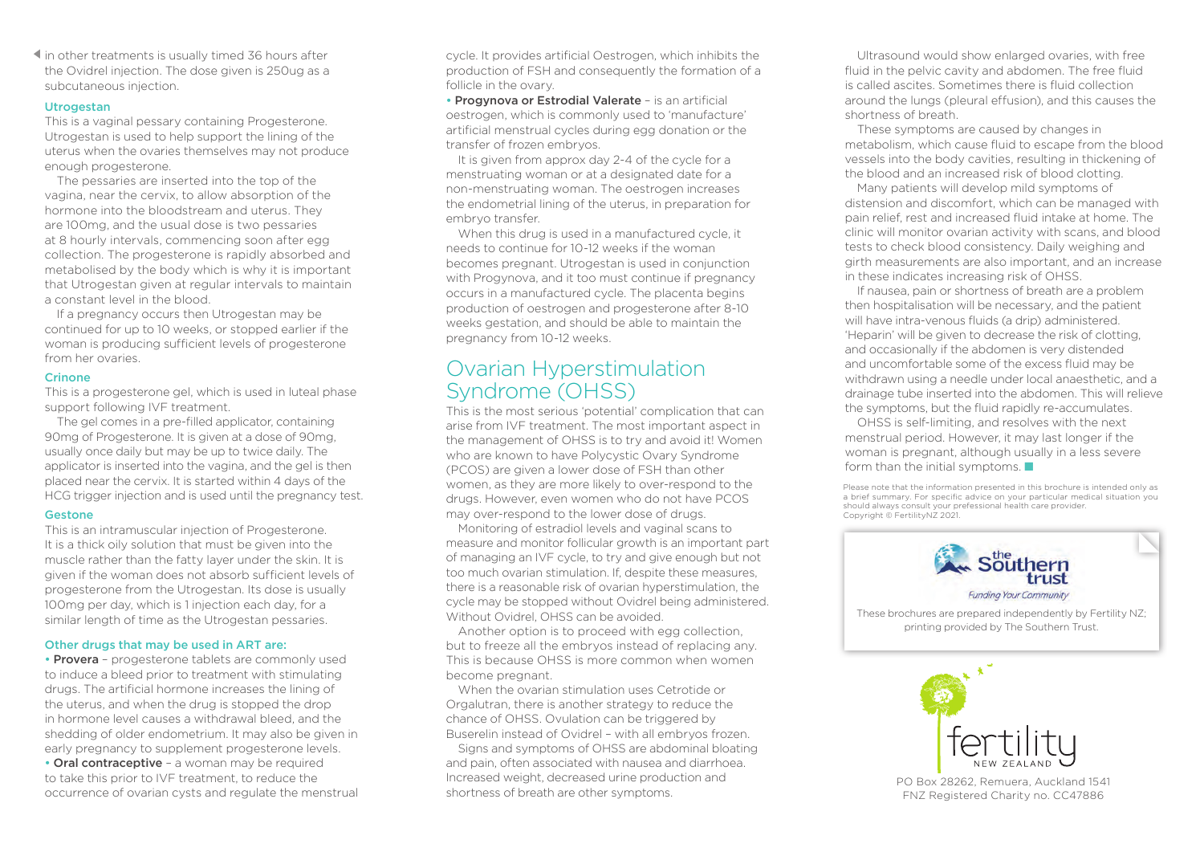in other treatments is usually timed 36 hours after the Ovidrel injection. The dose given is 250ug as a subcutaneous injection.

### Utrogestan

This is a vaginal pessary containing Progesterone. Utrogestan is used to help support the lining of the uterus when the ovaries themselves may not produce enough progesterone.

The pessaries are inserted into the top of the vagina, near the cervix, to allow absorption of the hormone into the bloodstream and uterus. They are 100mg, and the usual dose is two pessaries at 8 hourly intervals, commencing soon after egg collection. The progesterone is rapidly absorbed and metabolised by the body which is why it is important that Utrogestan given at regular intervals to maintain a constant level in the blood.

If a pregnancy occurs then Utrogestan may be continued for up to 10 weeks, or stopped earlier if the woman is producing sufficient levels of progesterone from her ovaries.

### Crinone

This is a progesterone gel, which is used in luteal phase support following IVF treatment.

The gel comes in a pre-filled applicator, containing 90mg of Progesterone. It is given at a dose of 90mg, usually once daily but may be up to twice daily. The applicator is inserted into the vagina, and the gel is then placed near the cervix. It is started within 4 days of the HCG trigger injection and is used until the pregnancy test.

### Gestone

This is an intramuscular injection of Progesterone. It is a thick oily solution that must be given into the muscle rather than the fatty layer under the skin. It is given if the woman does not absorb sufficient levels of progesterone from the Utrogestan. Its dose is usually 100mg per day, which is 1 injection each day, for a similar length of time as the Utrogestan pessaries.

### Other drugs that may be used in ART are:

- **Provera** – progesterone tablets are commonly used to induce a bleed prior to treatment with stimulating drugs. The artificial hormone increases the lining of the uterus, and when the drug is stopped the drop in hormone level causes a withdrawal bleed, and the shedding of older endometrium. It may also be given in early pregnancy to supplement progesterone levels.
- **Oral contraceptive** – a woman may be required to take this prior to IVF treatment, to reduce the occurrence of ovarian cysts and regulate the menstrual cycle. It provides artificial Oestrogen, which inhibits the production of FSH and consequently the formation of a follicle in the ovary.
- **Progynova or Estrodial Valerate** – is an artificial oestrogen, which is commonly used to 'manufacture' artificial menstrual cycles during egg donation or the transfer of frozen embryos.

It is given from approx day 2-4 of the cycle for a menstruating woman or at a designated date for a non-menstruating woman. The oestrogen increases the endometrial lining of the uterus, in preparation for embryo transfer.

When this drug is used in a manufactured cycle, it needs to continue for 10-12 weeks if the woman becomes pregnant. Utrogestan is used in conjunction with Progynova, and it too must continue if pregnancy occurs in a manufactured cycle. The placenta begins production of oestrogen and progesterone after 8-10 weeks gestation, and should be able to maintain the pregnancy from 10-12 weeks.

## Ovarian Hyperstimulation Syndrome (OHSS)

This is the most serious 'potential' complication that can arise from IVF treatment. The most important aspect in the management of OHSS is to try and avoid it! Women who are known to have Polycystic Ovary Syndrome (PCOS) are given a lower dose of FSH than other women, as they are more likely to over-respond to the drugs. However, even women who do not have PCOS may over-respond to the lower dose of drugs.

Monitoring of estradiol levels and vaginal scans to measure and monitor follicular growth is an important part of managing an IVF cycle, to try and give enough but not too much ovarian stimulation. If, despite these measures, there is a reasonable risk of ovarian hyperstimulation, the cycle may be stopped without Ovidrel being administered. Without Ovidrel, OHSS can be avoided.

Another option is to proceed with egg collection, but to freeze all the embryos instead of replacing any. This is because OHSS is more common when women become pregnant.

When the ovarian stimulation uses Cetrotide or Orgalutran, there is another strategy to reduce the chance of OHSS. Ovulation can be triggered by Buserelin instead of Ovidrel – with all embryos frozen.

Signs and symptoms of OHSS are abdominal bloating and pain, often associated with nausea and diarrhoea. Increased weight, decreased urine production and shortness of breath are other symptoms.

Ultrasound would show enlarged ovaries, with free fluid in the pelvic cavity and abdomen. The free fluid is called ascites. Sometimes there is fluid collection around the lungs (pleural effusion), and this causes the shortness of breath.

These symptoms are caused by changes in metabolism, which cause fluid to escape from the blood vessels into the body cavities, resulting in thickening of the blood and an increased risk of blood clotting.

Many patients will develop mild symptoms of distension and discomfort, which can be managed with pain relief, rest and increased fluid intake at home. The clinic will monitor ovarian activity with scans, and blood tests to check blood consistency. Daily weighing and girth measurements are also important, and an increase in these indicates increasing risk of OHSS.

If nausea, pain or shortness of breath are a problem then hospitalisation will be necessary, and the patient will have intra-venous fluids (a drip) administered. 'Heparin' will be given to decrease the risk of clotting, and occasionally if the abdomen is very distended and uncomfortable some of the excess fluid may be withdrawn using a needle under local anaesthetic, and a drainage tube inserted into the abdomen. This will relieve the symptoms, but the fluid rapidly re-accumulates.

OHSS is self-limiting, and resolves with the next menstrual period. However, it may last longer if the woman is pregnant, although usually in a less severe form than the initial symptoms.

Please note that the information presented in this brochure is intended only as a brief summary. For specific advice on your particular medical situation you should always consult your professional health care provider.
Copyright © FertilityNZ 2021.

the Southern trust
Funding Your Community

These brochures are prepared independently by Fertility NZ; printing provided by The Southern Trust.

fertility NEW ZEALAND

PO Box 28262, Remuera, Auckland 1541
FNZ Registered Charity no. CC47886